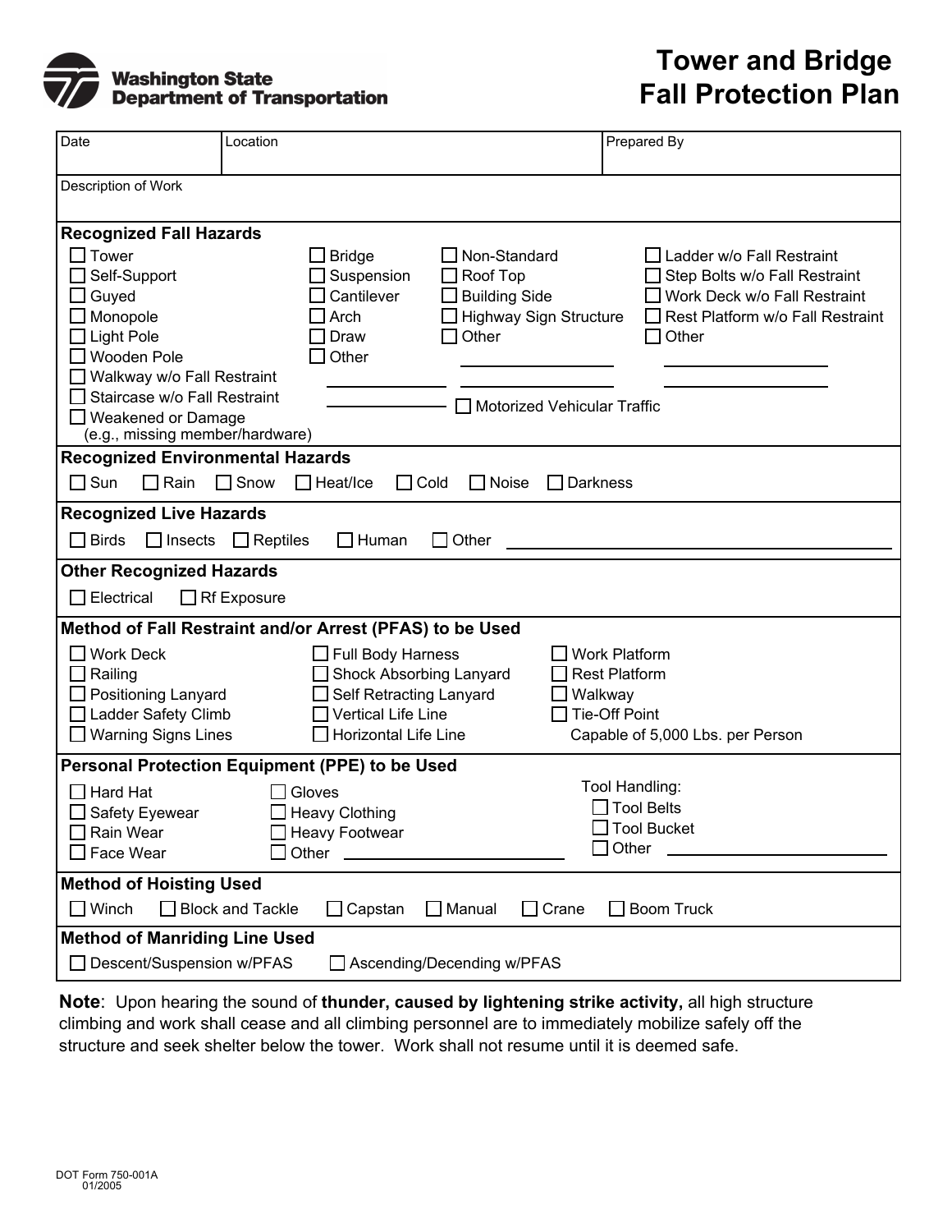Washington State Department of Transportation

# Tower and Bridge Fall Protection Plan

| Date | Location | Prepared By |
|---|---|---|
| | | |

Description of Work

## Recognized Fall Hazards

- ☐ Tower
- ☐ Self-Support
- ☐ Guyed
- ☐ Monopole
- ☐ Light Pole
- ☐ Wooden Pole
- ☐ Walkway w/o Fall Restraint
- ☐ Staircase w/o Fall Restraint
- ☐ Weakened or Damage (e.g., missing member/hardware)

- ☐ Bridge
- ☐ Suspension
- ☐ Cantilever
- ☐ Arch
- ☐ Draw
- ☐ Other ____________

- ☐ Non-Standard
- ☐ Roof Top
- ☐ Building Side
- ☐ Highway Sign Structure
- ☐ Other ____________

- ☐ Ladder w/o Fall Restraint
- ☐ Step Bolts w/o Fall Restraint
- ☐ Work Deck w/o Fall Restraint
- ☐ Rest Platform w/o Fall Restraint
- ☐ Other ____________

- ☐ Motorized Vehicular Traffic

## Recognized Environmental Hazards

☐ Sun ☐ Rain ☐ Snow ☐ Heat/Ice ☐ Cold ☐ Noise ☐ Darkness

## Recognized Live Hazards

☐ Birds ☐ Insects ☐ Reptiles ☐ Human ☐ Other ____________

## Other Recognized Hazards

☐ Electrical ☐ Rf Exposure

## Method of Fall Restraint and/or Arrest (PFAS) to be Used

- ☐ Work Deck
- ☐ Railing
- ☐ Positioning Lanyard
- ☐ Ladder Safety Climb
- ☐ Warning Signs Lines

- ☐ Full Body Harness
- ☐ Shock Absorbing Lanyard
- ☐ Self Retracting Lanyard
- ☐ Vertical Life Line
- ☐ Horizontal Life Line

- ☐ Work Platform
- ☐ Rest Platform
- ☐ Walkway
- ☐ Tie-Off Point Capable of 5,000 Lbs. per Person

## Personal Protection Equipment (PPE) to be Used

- ☐ Hard Hat
- ☐ Safety Eyewear
- ☐ Rain Wear
- ☐ Face Wear

- ☐ Gloves
- ☐ Heavy Clothing
- ☐ Heavy Footwear
- ☐ Other ____________

Tool Handling:
- ☐ Tool Belts
- ☐ Tool Bucket
- ☐ Other ____________

## Method of Hoisting Used

☐ Winch ☐ Block and Tackle ☐ Capstan ☐ Manual ☐ Crane ☐ Boom Truck

## Method of Manriding Line Used

☐ Descent/Suspension w/PFAS ☐ Ascending/Decending w/PFAS

**Note**: Upon hearing the sound of **thunder, caused by lightening strike activity,** all high structure climbing and work shall cease and all climbing personnel are to immediately mobilize safely off the structure and seek shelter below the tower. Work shall not resume until it is deemed safe.

DOT Form 750-001A
01/2005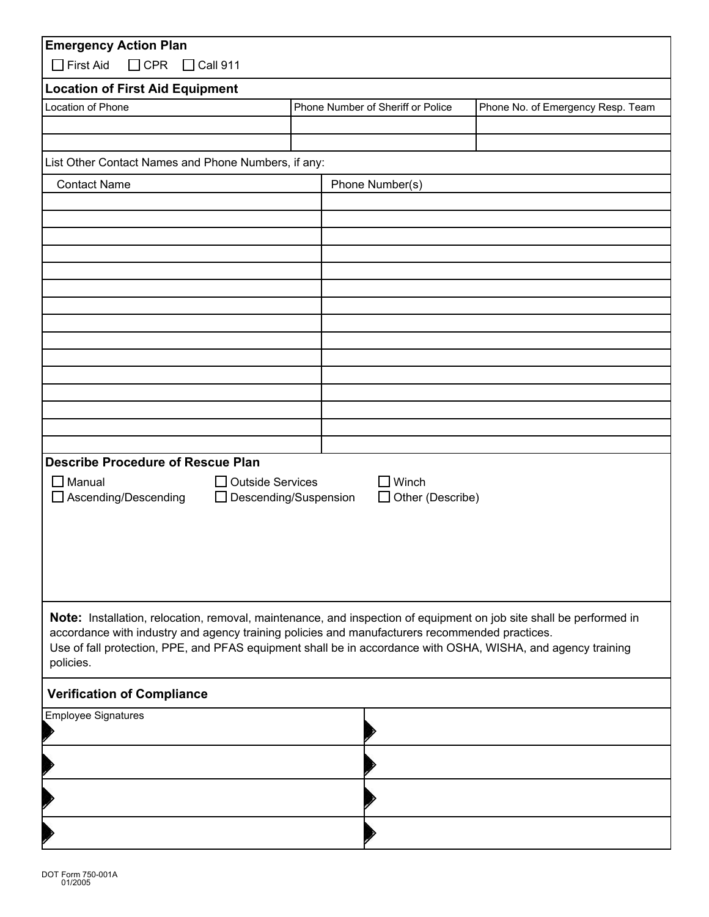## Emergency Action Plan

☐ First Aid ☐ CPR ☐ Call 911

## Location of First Aid Equipment

| Location of Phone | Phone Number of Sheriff or Police | Phone No. of Emergency Resp. Team |
|---|---|---|
| | | |
| | | |

List Other Contact Names and Phone Numbers, if any:

| Contact Name | Phone Number(s) |
|---|---|
| | |
| | |
| | |
| | |
| | |
| | |
| | |
| | |
| | |
| | |
| | |
| | |
| | |
| | |

## Describe Procedure of Rescue Plan

☐ Manual ☐ Outside Services ☐ Winch
☐ Ascending/Descending ☐ Descending/Suspension ☐ Other (Describe)

**Note:** Installation, relocation, removal, maintenance, and inspection of equipment on job site shall be performed in accordance with industry and agency training policies and manufacturers recommended practices.
Use of fall protection, PPE, and PFAS equipment shall be in accordance with OSHA, WISHA, and agency training policies.

## Verification of Compliance

| Employee Signatures | |
|---|---|
| | |
| | |
| | |
| | |

DOT Form 750-001A
01/2005